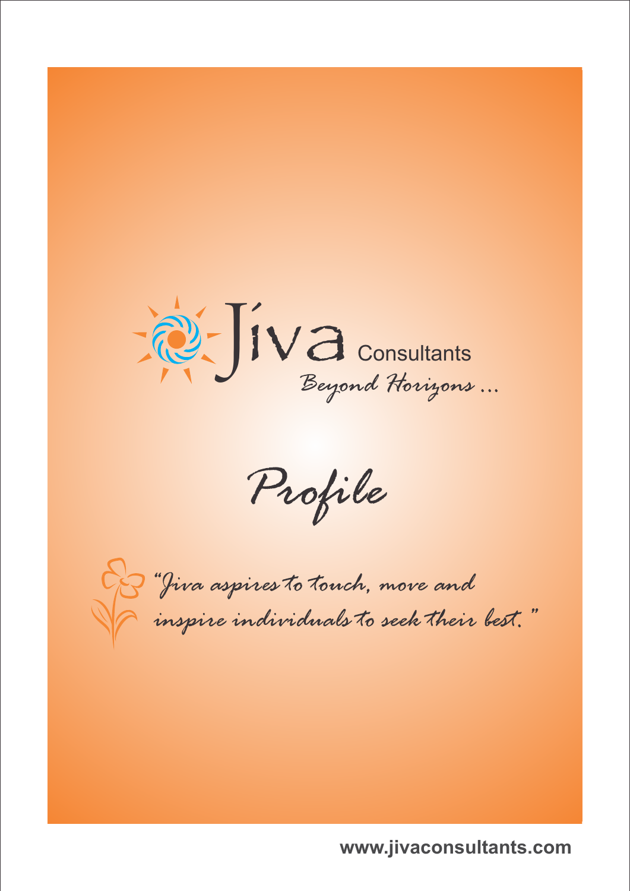# Jiva Consultants

*Beyond Horizons ...*

## *Profile*

*"Jiva aspires to touch, move and inspire individuals to seek their best."*

www.jivaconsultants.com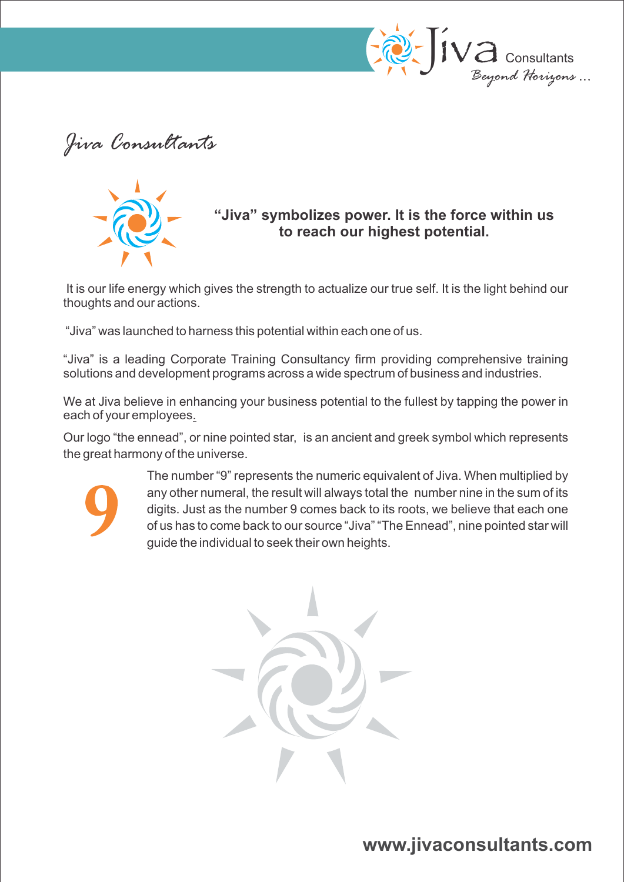# Jiva Consultants

**"Jiva" symbolizes power. It is the force within us to reach our highest potential.**

It is our life energy which gives the strength to actualize our true self. It is the light behind our thoughts and our actions.

"Jiva" was launched to harness this potential within each one of us.

"Jiva" is a leading Corporate Training Consultancy firm providing comprehensive training solutions and development programs across a wide spectrum of business and industries.

We at Jiva believe in enhancing your business potential to the fullest by tapping the power in each of your employees.

Our logo "the ennead", or nine pointed star, is an ancient and greek symbol which represents the great harmony of the universe.

9

The number "9" represents the numeric equivalent of Jiva. When multiplied by any other numeral, the result will always total the number nine in the sum of its digits. Just as the number 9 comes back to its roots, we believe that each one of us has to come back to our source "Jiva" "The Ennead", nine pointed star will guide the individual to seek their own heights.

www.jivaconsultants.com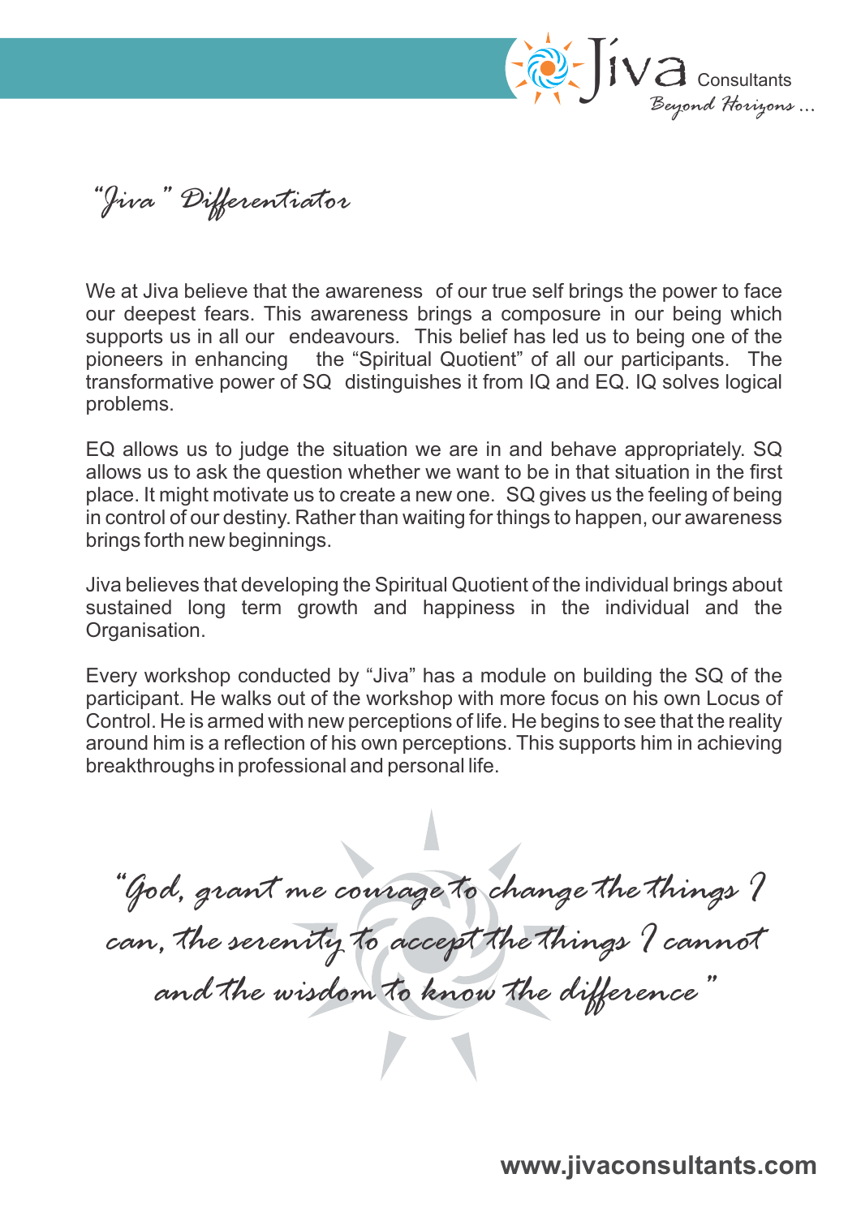# "Jiva" Differentiator

We at Jiva believe that the awareness of our true self brings the power to face our deepest fears. This awareness brings a composure in our being which supports us in all our endeavours. This belief has led us to being one of the pioneers in enhancing the "Spiritual Quotient" of all our participants. The transformative power of SQ distinguishes it from IQ and EQ. IQ solves logical problems.

EQ allows us to judge the situation we are in and behave appropriately. SQ allows us to ask the question whether we want to be in that situation in the first place. It might motivate us to create a new one. SQ gives us the feeling of being in control of our destiny. Rather than waiting for things to happen, our awareness brings forth new beginnings.

Jiva believes that developing the Spiritual Quotient of the individual brings about sustained long term growth and happiness in the individual and the Organisation.

Every workshop conducted by "Jiva" has a module on building the SQ of the participant. He walks out of the workshop with more focus on his own Locus of Control. He is armed with new perceptions of life. He begins to see that the reality around him is a reflection of his own perceptions. This supports him in achieving breakthroughs in professional and personal life.

*"God, grant me courage to change the things I can, the serenity to accept the things I cannot and the wisdom to know the difference"*

www.jivaconsultants.com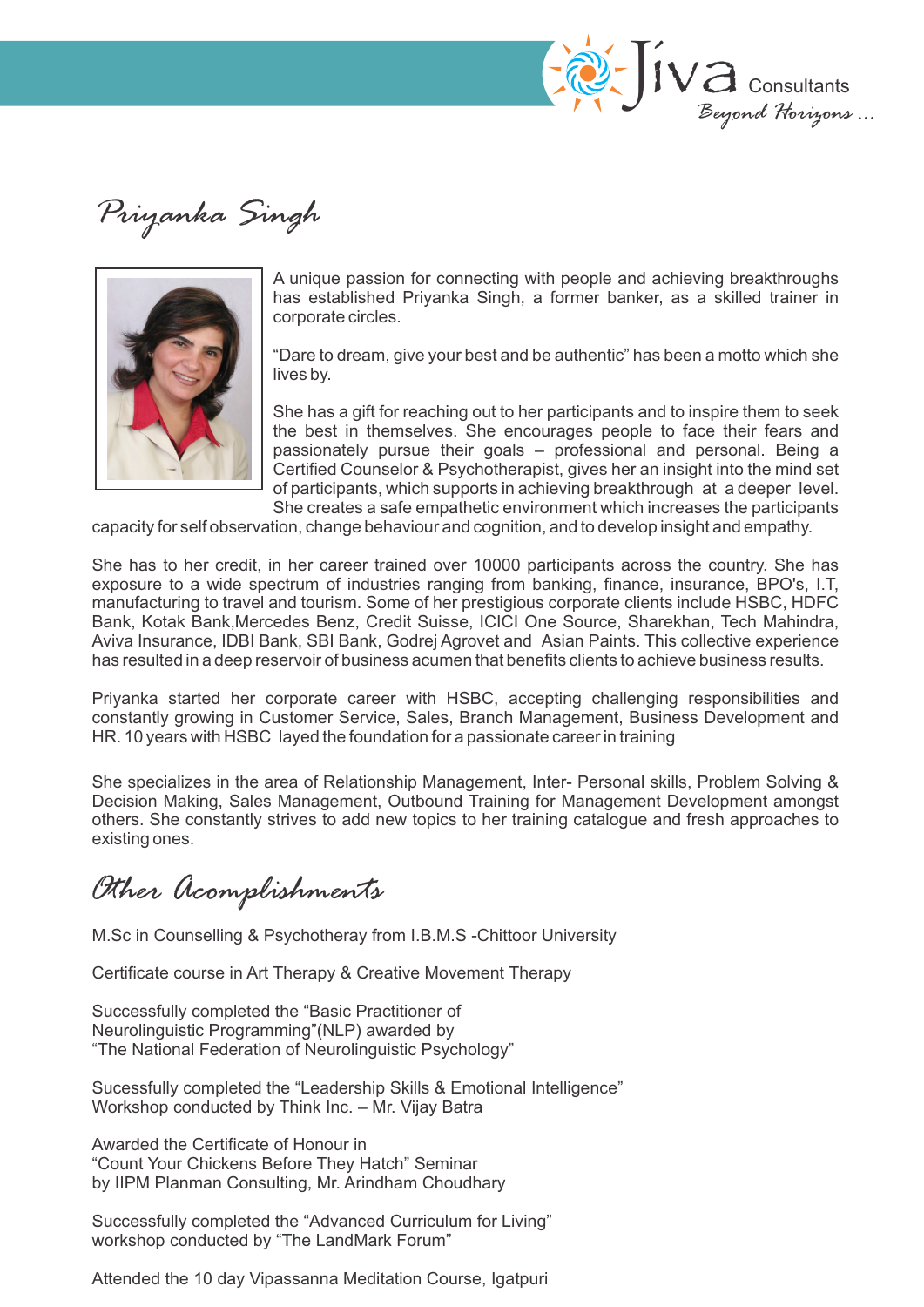# Priyanka Singh

A unique passion for connecting with people and achieving breakthroughs has established Priyanka Singh, a former banker, as a skilled trainer in corporate circles.

"Dare to dream, give your best and be authentic" has been a motto which she lives by.

She has a gift for reaching out to her participants and to inspire them to seek the best in themselves. She encourages people to face their fears and passionately pursue their goals – professional and personal. Being a Certified Counselor & Psychotherapist, gives her an insight into the mind set of participants, which supports in achieving breakthrough at a deeper level. She creates a safe empathetic environment which increases the participants capacity for self observation, change behaviour and cognition, and to develop insight and empathy.

She has to her credit, in her career trained over 10000 participants across the country. She has exposure to a wide spectrum of industries ranging from banking, finance, insurance, BPO's, I.T, manufacturing to travel and tourism. Some of her prestigious corporate clients include HSBC, HDFC Bank, Kotak Bank,Mercedes Benz, Credit Suisse, ICICI One Source, Sharekhan, Tech Mahindra, Aviva Insurance, IDBI Bank, SBI Bank, Godrej Agrovet and Asian Paints. This collective experience has resulted in a deep reservoir of business acumen that benefits clients to achieve business results.

Priyanka started her corporate career with HSBC, accepting challenging responsibilities and constantly growing in Customer Service, Sales, Branch Management, Business Development and HR. 10 years with HSBC layed the foundation for a passionate career in training

She specializes in the area of Relationship Management, Inter- Personal skills, Problem Solving & Decision Making, Sales Management, Outbound Training for Management Development amongst others. She constantly strives to add new topics to her training catalogue and fresh approaches to existing ones.

## Other Acomplishments

M.Sc in Counselling & Psychotheray from I.B.M.S -Chittoor University

Certificate course in Art Therapy & Creative Movement Therapy

Successfully completed the "Basic Practitioner of Neurolinguistic Programming"(NLP) awarded by "The National Federation of Neurolinguistic Psychology"

Sucessfully completed the "Leadership Skills & Emotional Intelligence" Workshop conducted by Think Inc. – Mr. Vijay Batra

Awarded the Certificate of Honour in "Count Your Chickens Before They Hatch" Seminar by IIPM Planman Consulting, Mr. Arindham Choudhary

Successfully completed the "Advanced Curriculum for Living" workshop conducted by "The LandMark Forum"

Attended the 10 day Vipassanna Meditation Course, Igatpuri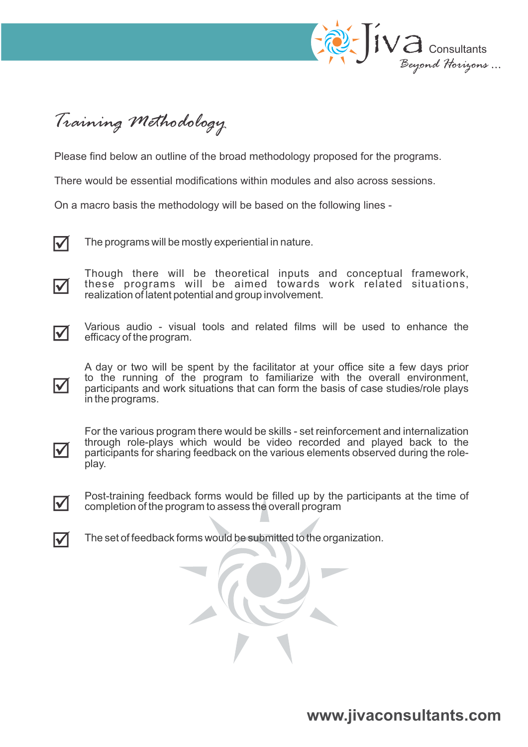# Training Methodology

Please find below an outline of the broad methodology proposed for the programs.

There would be essential modifications within modules and also across sessions.

On a macro basis the methodology will be based on the following lines -

- The programs will be mostly experiential in nature.
- Though there will be theoretical inputs and conceptual framework, these programs will be aimed towards work related situations, realization of latent potential and group involvement.
- Various audio - visual tools and related films will be used to enhance the efficacy of the program.
- A day or two will be spent by the facilitator at your office site a few days prior to the running of the program to familiarize with the overall environment, participants and work situations that can form the basis of case studies/role plays in the programs.
- For the various program there would be skills - set reinforcement and internalization through role-plays which would be video recorded and played back to the participants for sharing feedback on the various elements observed during the role-play.
- Post-training feedback forms would be filled up by the participants at the time of completion of the program to assess the overall program
- The set of feedback forms would be submitted to the organization.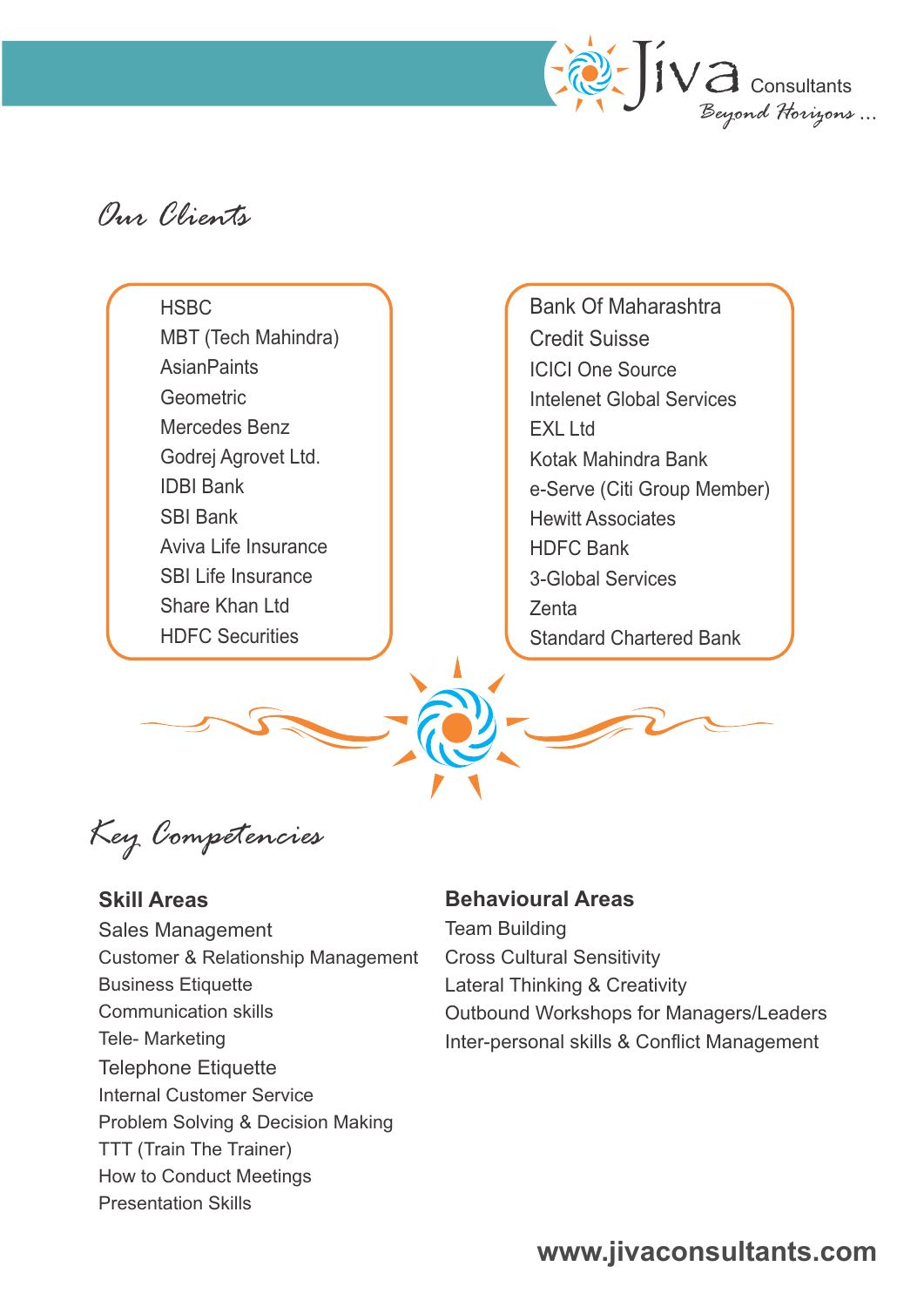## Our Clients

- HSBC
- MBT (Tech Mahindra)
- AsianPaints
- Geometric
- Mercedes Benz
- Godrej Agrovet Ltd.
- IDBI Bank
- SBI Bank
- Aviva Life Insurance
- SBI Life Insurance
- Share Khan Ltd
- HDFC Securities

- Bank Of Maharashtra
- Credit Suisse
- ICICI One Source
- Intelenet Global Services
- EXL Ltd
- Kotak Mahindra Bank
- e-Serve (Citi Group Member)
- Hewitt Associates
- HDFC Bank
- 3-Global Services
- Zenta
- Standard Chartered Bank

## Key Competencies

### Skill Areas

- Sales Management
- Customer & Relationship Management
- Business Etiquette
- Communication skills
- Tele- Marketing
- Telephone Etiquette
- Internal Customer Service
- Problem Solving & Decision Making
- TTT (Train The Trainer)
- How to Conduct Meetings
- Presentation Skills

### Behavioural Areas

- Team Building
- Cross Cultural Sensitivity
- Lateral Thinking & Creativity
- Outbound Workshops for Managers/Leaders
- Inter-personal skills & Conflict Management

**www.jivaconsultants.com**